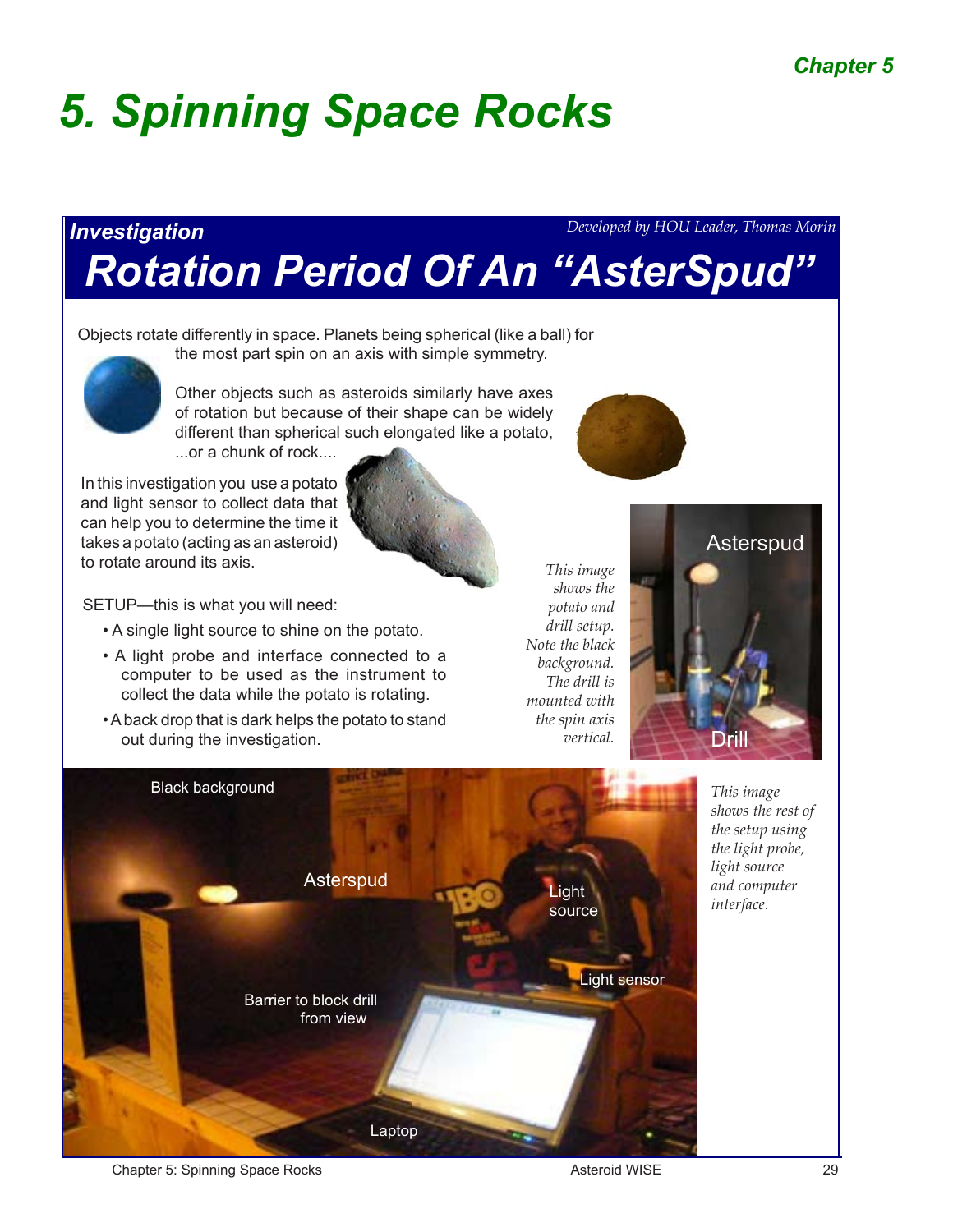# 5. Spinning Space Rocks

## Investigation

*Developed by HOU Leader, Thomas Morin*

## Rotation Period Of An "AsterSpud"

Objects rotate differently in space. Planets being spherical (like a ball) for the most part spin on an axis with simple symmetry.

Other objects such as asteroids similarly have axes of rotation but because of their shape can be widely different than spherical such elongated like a potato, ...or a chunk of rock....

In this investigation you use a potato and light sensor to collect data that can help you to determine the time it takes a potato (acting as an asteroid) to rotate around its axis.

SETUP—this is what you will need:

- A single light source to shine on the potato.
- A light probe and interface connected to a computer to be used as the instrument to collect the data while the potato is rotating.
- A back drop that is dark helps the potato to stand out during the investigation.

*This image shows the potato and drill setup. Note the black background. The drill is mounted with the spin axis vertical.*

*This image shows the rest of the setup using the light probe, light source and computer interface.*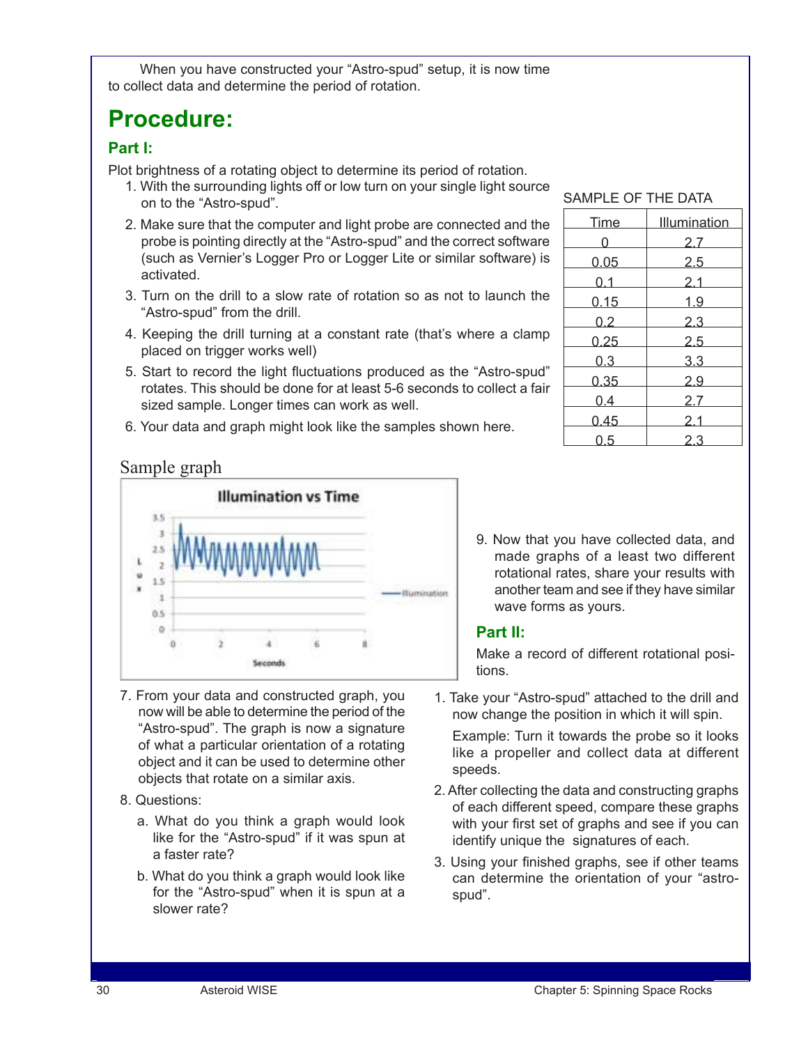When you have constructed your "Astro-spud" setup, it is now time to collect data and determine the period of rotation.

# Procedure:

## Part I:

Plot brightness of a rotating object to determine its period of rotation.

1. With the surrounding lights off or low turn on your single light source on to the "Astro-spud".
2. Make sure that the computer and light probe are connected and the probe is pointing directly at the "Astro-spud" and the correct software (such as Vernier's Logger Pro or Logger Lite or similar software) is activated.
3. Turn on the drill to a slow rate of rotation so as not to launch the "Astro-spud" from the drill.
4. Keeping the drill turning at a constant rate (that's where a clamp placed on trigger works well)
5. Start to record the light fluctuations produced as the "Astro-spud" rotates. This should be done for at least 5-6 seconds to collect a fair sized sample. Longer times can work as well.
6. Your data and graph might look like the samples shown here.

SAMPLE OF THE DATA

| Time | Illumination |
|---|---|
| 0 | 2.7 |
| 0.05 | 2.5 |
| 0.1 | 2.1 |
| 0.15 | 1.9 |
| 0.2 | 2.3 |
| 0.25 | 2.5 |
| 0.3 | 3.3 |
| 0.35 | 2.9 |
| 0.4 | 2.7 |
| 0.45 | 2.1 |
| 0.5 | 2.3 |

Sample graph

Illumination vs Time

3.5
3
2.5
2
1.5
1
0.5
0

Lux

0
2
4
6
8

Seconds

Illumination

7. From your data and constructed graph, you now will be able to determine the period of the "Astro-spud". The graph is now a signature of what a particular orientation of a rotating object and it can be used to determine other objects that rotate on a similar axis.
8. Questions:
   a. What do you think a graph would look like for the "Astro-spud" if it was spun at a faster rate?
   b. What do you think a graph would look like for the "Astro-spud" when it is spun at a slower rate?
9. Now that you have collected data, and made graphs of a least two different rotational rates, share your results with another team and see if they have similar wave forms as yours.

## Part II:

Make a record of different rotational positions.

1. Take your "Astro-spud" attached to the drill and now change the position in which it will spin.

   Example: Turn it towards the probe so it looks like a propeller and collect data at different speeds.
2. After collecting the data and constructing graphs of each different speed, compare these graphs with your first set of graphs and see if you can identify unique the signatures of each.
3. Using your finished graphs, see if other teams can determine the orientation of your "astro-spud".